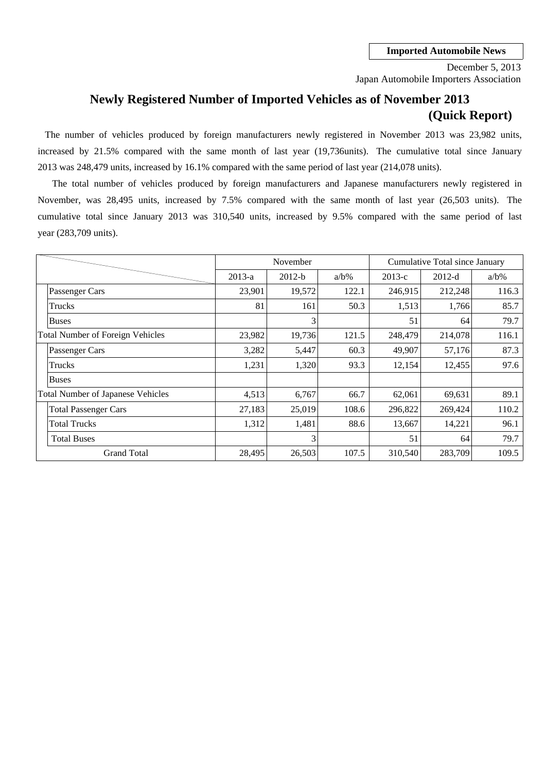**Imported Automobile News**

December 5, 2013
Japan Automobile Importers Association

# Newly Registered Number of Imported Vehicles as of November 2013 (Quick Report)

The number of vehicles produced by foreign manufacturers newly registered in November 2013 was 23,982 units, increased by 21.5% compared with the same month of last year (19,736units). The cumulative total since January 2013 was 248,479 units, increased by 16.1% compared with the same period of last year (214,078 units).

The total number of vehicles produced by foreign manufacturers and Japanese manufacturers newly registered in November, was 28,495 units, increased by 7.5% compared with the same month of last year (26,503 units). The cumulative total since January 2013 was 310,540 units, increased by 9.5% compared with the same period of last year (283,709 units).

| | November | | | Cumulative Total since January | | |
|---|---|---|---|---|---|---|
| | 2013-a | 2012-b | a/b% | 2013-c | 2012-d | a/b% |
| Passenger Cars | 23,901 | 19,572 | 122.1 | 246,915 | 212,248 | 116.3 |
| Trucks | 81 | 161 | 50.3 | 1,513 | 1,766 | 85.7 |
| Buses | | 3 | | 51 | 64 | 79.7 |
| Total Number of Foreign Vehicles | 23,982 | 19,736 | 121.5 | 248,479 | 214,078 | 116.1 |
| Passenger Cars | 3,282 | 5,447 | 60.3 | 49,907 | 57,176 | 87.3 |
| Trucks | 1,231 | 1,320 | 93.3 | 12,154 | 12,455 | 97.6 |
| Buses | | | | | | |
| Total Number of Japanese Vehicles | 4,513 | 6,767 | 66.7 | 62,061 | 69,631 | 89.1 |
| Total Passenger Cars | 27,183 | 25,019 | 108.6 | 296,822 | 269,424 | 110.2 |
| Total Trucks | 1,312 | 1,481 | 88.6 | 13,667 | 14,221 | 96.1 |
| Total Buses | | 3 | | 51 | 64 | 79.7 |
| Grand Total | 28,495 | 26,503 | 107.5 | 310,540 | 283,709 | 109.5 |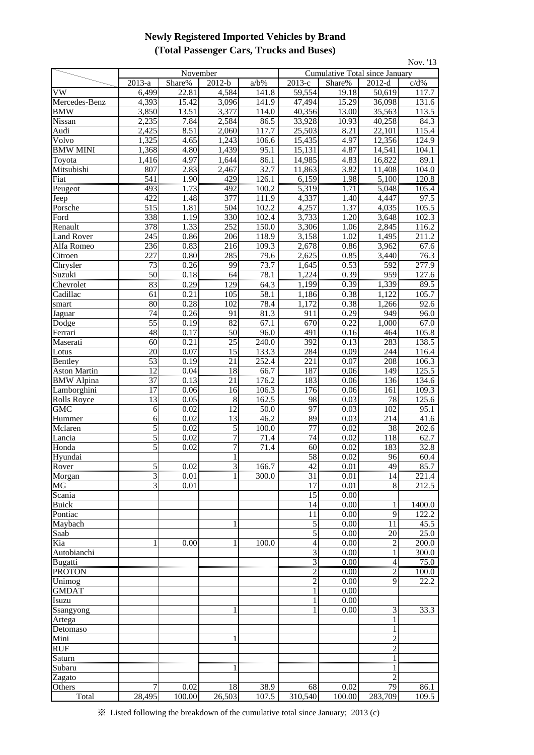## Newly Registered Imported Vehicles by Brand
## (Total Passenger Cars, Trucks and Buses)

Nov. '13

| | November | | | | Cumulative Total since January | | | |
|---|---|---|---|---|---|---|---|---|
| | 2013-a | Share% | 2012-b | a/b% | 2013-c | Share% | 2012-d | c/d% |
| VW | 6,499 | 22.81 | 4,584 | 141.8 | 59,554 | 19.18 | 50,619 | 117.7 |
| Mercedes-Benz | 4,393 | 15.42 | 3,096 | 141.9 | 47,494 | 15.29 | 36,098 | 131.6 |
| BMW | 3,850 | 13.51 | 3,377 | 114.0 | 40,356 | 13.00 | 35,563 | 113.5 |
| Nissan | 2,235 | 7.84 | 2,584 | 86.5 | 33,928 | 10.93 | 40,258 | 84.3 |
| Audi | 2,425 | 8.51 | 2,060 | 117.7 | 25,503 | 8.21 | 22,101 | 115.4 |
| Volvo | 1,325 | 4.65 | 1,243 | 106.6 | 15,435 | 4.97 | 12,356 | 124.9 |
| BMW MINI | 1,368 | 4.80 | 1,439 | 95.1 | 15,131 | 4.87 | 14,541 | 104.1 |
| Toyota | 1,416 | 4.97 | 1,644 | 86.1 | 14,985 | 4.83 | 16,822 | 89.1 |
| Mitsubishi | 807 | 2.83 | 2,467 | 32.7 | 11,863 | 3.82 | 11,408 | 104.0 |
| Fiat | 541 | 1.90 | 429 | 126.1 | 6,159 | 1.98 | 5,100 | 120.8 |
| Peugeot | 493 | 1.73 | 492 | 100.2 | 5,319 | 1.71 | 5,048 | 105.4 |
| Jeep | 422 | 1.48 | 377 | 111.9 | 4,337 | 1.40 | 4,447 | 97.5 |
| Porsche | 515 | 1.81 | 504 | 102.2 | 4,257 | 1.37 | 4,035 | 105.5 |
| Ford | 338 | 1.19 | 330 | 102.4 | 3,733 | 1.20 | 3,648 | 102.3 |
| Renault | 378 | 1.33 | 252 | 150.0 | 3,306 | 1.06 | 2,845 | 116.2 |
| Land Rover | 245 | 0.86 | 206 | 118.9 | 3,158 | 1.02 | 1,495 | 211.2 |
| Alfa Romeo | 236 | 0.83 | 216 | 109.3 | 2,678 | 0.86 | 3,962 | 67.6 |
| Citroen | 227 | 0.80 | 285 | 79.6 | 2,625 | 0.85 | 3,440 | 76.3 |
| Chrysler | 73 | 0.26 | 99 | 73.7 | 1,645 | 0.53 | 592 | 277.9 |
| Suzuki | 50 | 0.18 | 64 | 78.1 | 1,224 | 0.39 | 959 | 127.6 |
| Chevrolet | 83 | 0.29 | 129 | 64.3 | 1,199 | 0.39 | 1,339 | 89.5 |
| Cadillac | 61 | 0.21 | 105 | 58.1 | 1,186 | 0.38 | 1,122 | 105.7 |
| smart | 80 | 0.28 | 102 | 78.4 | 1,172 | 0.38 | 1,266 | 92.6 |
| Jaguar | 74 | 0.26 | 91 | 81.3 | 911 | 0.29 | 949 | 96.0 |
| Dodge | 55 | 0.19 | 82 | 67.1 | 670 | 0.22 | 1,000 | 67.0 |
| Ferrari | 48 | 0.17 | 50 | 96.0 | 491 | 0.16 | 464 | 105.8 |
| Maserati | 60 | 0.21 | 25 | 240.0 | 392 | 0.13 | 283 | 138.5 |
| Lotus | 20 | 0.07 | 15 | 133.3 | 284 | 0.09 | 244 | 116.4 |
| Bentley | 53 | 0.19 | 21 | 252.4 | 221 | 0.07 | 208 | 106.3 |
| Aston Martin | 12 | 0.04 | 18 | 66.7 | 187 | 0.06 | 149 | 125.5 |
| BMW Alpina | 37 | 0.13 | 21 | 176.2 | 183 | 0.06 | 136 | 134.6 |
| Lamborghini | 17 | 0.06 | 16 | 106.3 | 176 | 0.06 | 161 | 109.3 |
| Rolls Royce | 13 | 0.05 | 8 | 162.5 | 98 | 0.03 | 78 | 125.6 |
| GMC | 6 | 0.02 | 12 | 50.0 | 97 | 0.03 | 102 | 95.1 |
| Hummer | 6 | 0.02 | 13 | 46.2 | 89 | 0.03 | 214 | 41.6 |
| Mclaren | 5 | 0.02 | 5 | 100.0 | 77 | 0.02 | 38 | 202.6 |
| Lancia | 5 | 0.02 | 7 | 71.4 | 74 | 0.02 | 118 | 62.7 |
| Honda | 5 | 0.02 | 7 | 71.4 | 60 | 0.02 | 183 | 32.8 |
| Hyundai | | | 1 | | 58 | 0.02 | 96 | 60.4 |
| Rover | 5 | 0.02 | 3 | 166.7 | 42 | 0.01 | 49 | 85.7 |
| Morgan | 3 | 0.01 | 1 | 300.0 | 31 | 0.01 | 14 | 221.4 |
| MG | 3 | 0.01 | | | 17 | 0.01 | 8 | 212.5 |
| Scania | | | | | 15 | 0.00 | | |
| Buick | | | | | 14 | 0.00 | 1 | 1400.0 |
| Pontiac | | | | | 11 | 0.00 | 9 | 122.2 |
| Maybach | | | 1 | | 5 | 0.00 | 11 | 45.5 |
| Saab | | | | | 5 | 0.00 | 20 | 25.0 |
| Kia | 1 | 0.00 | 1 | 100.0 | 4 | 0.00 | 2 | 200.0 |
| Autobianchi | | | | | 3 | 0.00 | 1 | 300.0 |
| Bugatti | | | | | 3 | 0.00 | 4 | 75.0 |
| PROTON | | | | | 2 | 0.00 | 2 | 100.0 |
| Unimog | | | | | 2 | 0.00 | 9 | 22.2 |
| GMDAT | | | | | 1 | 0.00 | | |
| Isuzu | | | | | 1 | 0.00 | | |
| Ssangyong | | | 1 | | 1 | 0.00 | 3 | 33.3 |
| Artega | | | | | | | 1 | |
| Detomaso | | | | | | | 1 | |
| Mini | | | 1 | | | | 2 | |
| RUF | | | | | | | 2 | |
| Saturn | | | | | | | 1 | |
| Subaru | | | 1 | | | | 1 | |
| Zagato | | | | | | | 2 | |
| Others | 7 | 0.02 | 18 | 38.9 | 68 | 0.02 | 79 | 86.1 |
| Total | 28,495 | 100.00 | 26,503 | 107.5 | 310,540 | 100.00 | 283,709 | 109.5 |

※ Listed following the breakdown of the cumulative total since January; 2013 (c)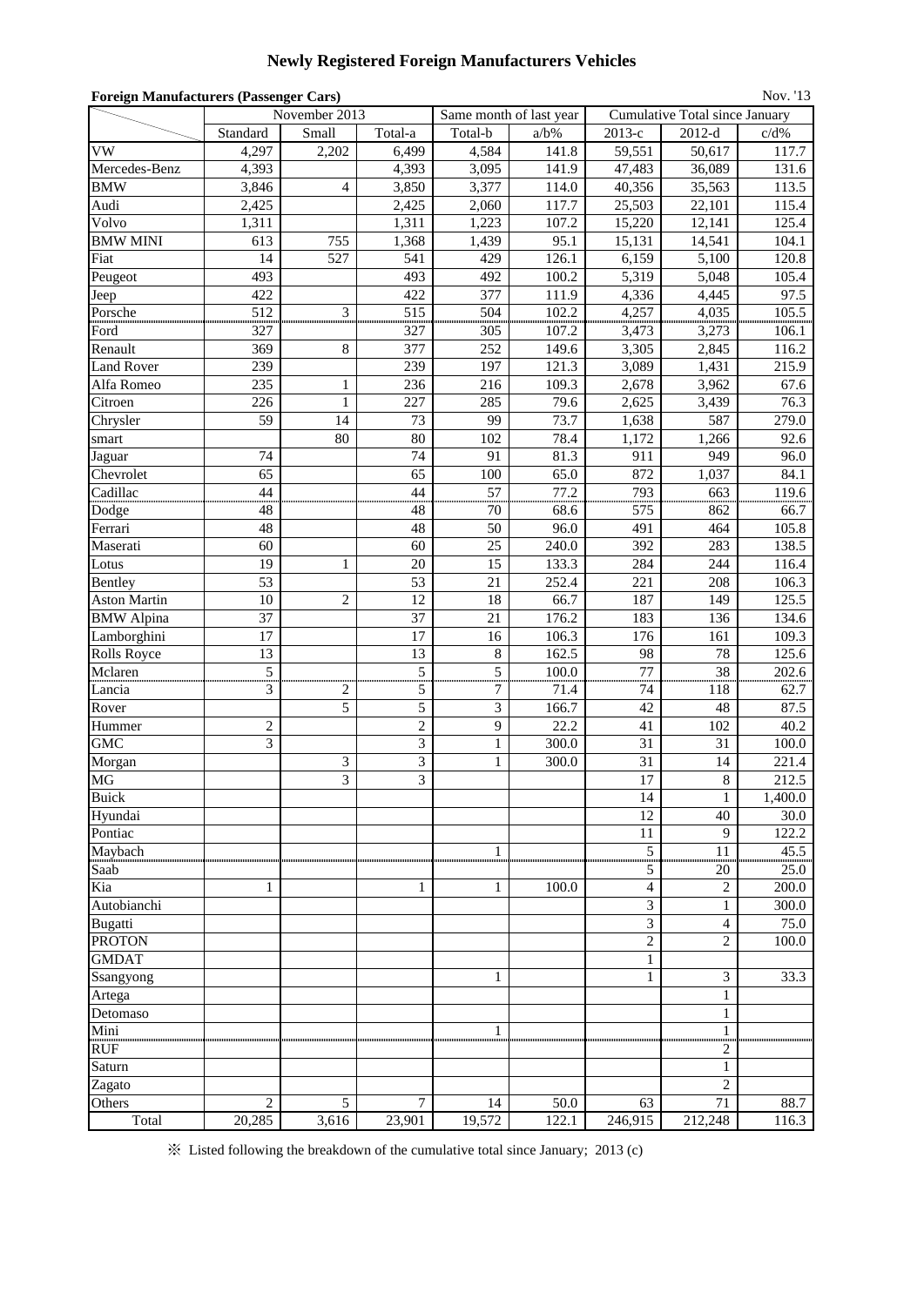# Newly Registered Foreign Manufacturers Vehicles

**Foreign Manufacturers (Passenger Cars)**

Nov. '13

| | November 2013 | | | Same month of last year | | Cumulative Total since January | | |
|---|---|---|---|---|---|---|---|---|
| | Standard | Small | Total-a | Total-b | a/b% | 2013-c | 2012-d | c/d% |
| VW | 4,297 | 2,202 | 6,499 | 4,584 | 141.8 | 59,551 | 50,617 | 117.7 |
| Mercedes-Benz | 4,393 | | 4,393 | 3,095 | 141.9 | 47,483 | 36,089 | 131.6 |
| BMW | 3,846 | 4 | 3,850 | 3,377 | 114.0 | 40,356 | 35,563 | 113.5 |
| Audi | 2,425 | | 2,425 | 2,060 | 117.7 | 25,503 | 22,101 | 115.4 |
| Volvo | 1,311 | | 1,311 | 1,223 | 107.2 | 15,220 | 12,141 | 125.4 |
| BMW MINI | 613 | 755 | 1,368 | 1,439 | 95.1 | 15,131 | 14,541 | 104.1 |
| Fiat | 14 | 527 | 541 | 429 | 126.1 | 6,159 | 5,100 | 120.8 |
| Peugeot | 493 | | 493 | 492 | 100.2 | 5,319 | 5,048 | 105.4 |
| Jeep | 422 | | 422 | 377 | 111.9 | 4,336 | 4,445 | 97.5 |
| Porsche | 512 | 3 | 515 | 504 | 102.2 | 4,257 | 4,035 | 105.5 |
| Ford | 327 | | 327 | 305 | 107.2 | 3,473 | 3,273 | 106.1 |
| Renault | 369 | 8 | 377 | 252 | 149.6 | 3,305 | 2,845 | 116.2 |
| Land Rover | 239 | | 239 | 197 | 121.3 | 3,089 | 1,431 | 215.9 |
| Alfa Romeo | 235 | 1 | 236 | 216 | 109.3 | 2,678 | 3,962 | 67.6 |
| Citroen | 226 | 1 | 227 | 285 | 79.6 | 2,625 | 3,439 | 76.3 |
| Chrysler | 59 | 14 | 73 | 99 | 73.7 | 1,638 | 587 | 279.0 |
| smart | | 80 | 80 | 102 | 78.4 | 1,172 | 1,266 | 92.6 |
| Jaguar | 74 | | 74 | 91 | 81.3 | 911 | 949 | 96.0 |
| Chevrolet | 65 | | 65 | 100 | 65.0 | 872 | 1,037 | 84.1 |
| Cadillac | 44 | | 44 | 57 | 77.2 | 793 | 663 | 119.6 |
| Dodge | 48 | | 48 | 70 | 68.6 | 575 | 862 | 66.7 |
| Ferrari | 48 | | 48 | 50 | 96.0 | 491 | 464 | 105.8 |
| Maserati | 60 | | 60 | 25 | 240.0 | 392 | 283 | 138.5 |
| Lotus | 19 | 1 | 20 | 15 | 133.3 | 284 | 244 | 116.4 |
| Bentley | 53 | | 53 | 21 | 252.4 | 221 | 208 | 106.3 |
| Aston Martin | 10 | 2 | 12 | 18 | 66.7 | 187 | 149 | 125.5 |
| BMW Alpina | 37 | | 37 | 21 | 176.2 | 183 | 136 | 134.6 |
| Lamborghini | 17 | | 17 | 16 | 106.3 | 176 | 161 | 109.3 |
| Rolls Royce | 13 | | 13 | 8 | 162.5 | 98 | 78 | 125.6 |
| Mclaren | 5 | | 5 | 5 | 100.0 | 77 | 38 | 202.6 |
| Lancia | 3 | 2 | 5 | 7 | 71.4 | 74 | 118 | 62.7 |
| Rover | | 5 | 5 | 3 | 166.7 | 42 | 48 | 87.5 |
| Hummer | 2 | | 2 | 9 | 22.2 | 41 | 102 | 40.2 |
| GMC | 3 | | 3 | 1 | 300.0 | 31 | 31 | 100.0 |
| Morgan | | 3 | 3 | 1 | 300.0 | 31 | 14 | 221.4 |
| MG | | 3 | 3 | | | 17 | 8 | 212.5 |
| Buick | | | | | | 14 | 1 | 1,400.0 |
| Hyundai | | | | | | 12 | 40 | 30.0 |
| Pontiac | | | | | | 11 | 9 | 122.2 |
| Maybach | | | | 1 | | 5 | 11 | 45.5 |
| Saab | | | | | | 5 | 20 | 25.0 |
| Kia | 1 | | 1 | 1 | 100.0 | 4 | 2 | 200.0 |
| Autobianchi | | | | | | 3 | 1 | 300.0 |
| Bugatti | | | | | | 3 | 4 | 75.0 |
| PROTON | | | | | | 2 | 2 | 100.0 |
| GMDAT | | | | | | 1 | | |
| Ssangyong | | | | 1 | | 1 | 3 | 33.3 |
| Artega | | | | | | | 1 | |
| Detomaso | | | | | | | 1 | |
| Mini | | | | 1 | | | 1 | |
| RUF | | | | | | | 2 | |
| Saturn | | | | | | | 1 | |
| Zagato | | | | | | | 2 | |
| Others | 2 | 5 | 7 | 14 | 50.0 | 63 | 71 | 88.7 |
| Total | 20,285 | 3,616 | 23,901 | 19,572 | 122.1 | 246,915 | 212,248 | 116.3 |

※ Listed following the breakdown of the cumulative total since January; 2013 (c)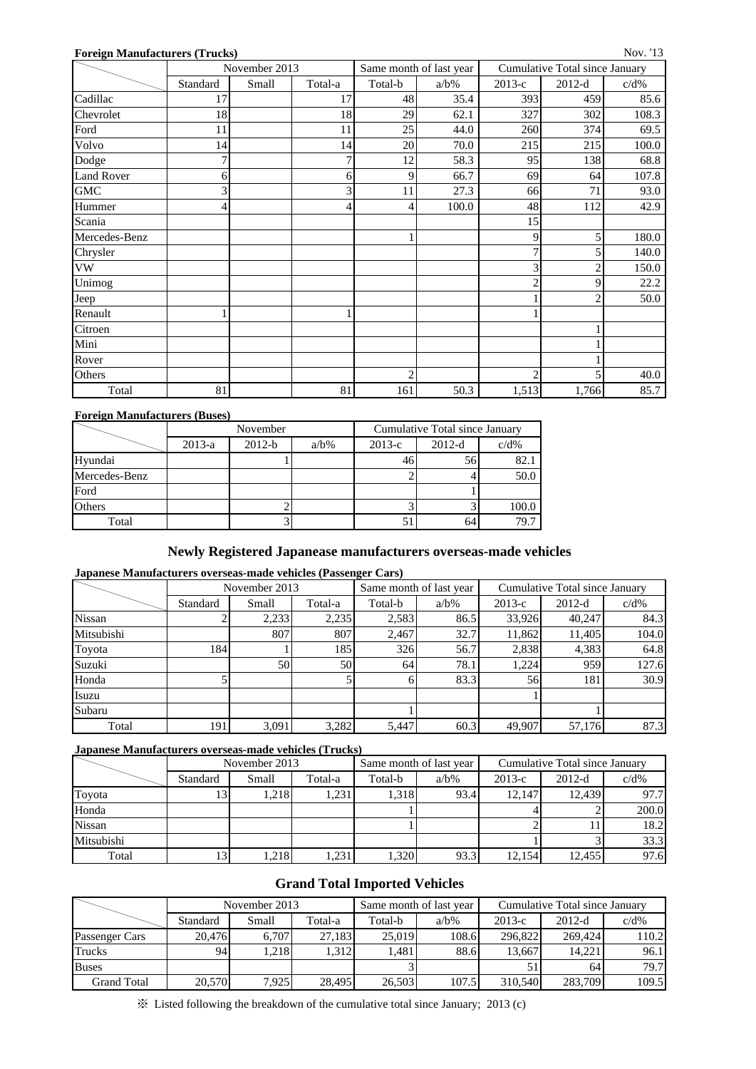**Foreign Manufacturers (Trucks)**

Nov. '13

| | November 2013 | | | Same month of last year | | Cumulative Total since January | | |
|---|---|---|---|---|---|---|---|---|
| | Standard | Small | Total-a | Total-b | a/b% | 2013-c | 2012-d | c/d% |
| Cadillac | 17 | | 17 | 48 | 35.4 | 393 | 459 | 85.6 |
| Chevrolet | 18 | | 18 | 29 | 62.1 | 327 | 302 | 108.3 |
| Ford | 11 | | 11 | 25 | 44.0 | 260 | 374 | 69.5 |
| Volvo | 14 | | 14 | 20 | 70.0 | 215 | 215 | 100.0 |
| Dodge | 7 | | 7 | 12 | 58.3 | 95 | 138 | 68.8 |
| Land Rover | 6 | | 6 | 9 | 66.7 | 69 | 64 | 107.8 |
| GMC | 3 | | 3 | 11 | 27.3 | 66 | 71 | 93.0 |
| Hummer | 4 | | 4 | 4 | 100.0 | 48 | 112 | 42.9 |
| Scania | | | | | | 15 | | |
| Mercedes-Benz | | | | 1 | | 9 | 5 | 180.0 |
| Chrysler | | | | | | 7 | 5 | 140.0 |
| VW | | | | | | 3 | 2 | 150.0 |
| Unimog | | | | | | 2 | 9 | 22.2 |
| Jeep | | | | | | 1 | 2 | 50.0 |
| Renault | 1 | | 1 | | | 1 | | |
| Citroen | | | | | | | 1 | |
| Mini | | | | | | | 1 | |
| Rover | | | | | | | 1 | |
| Others | | | | 2 | | 2 | 5 | 40.0 |
| Total | 81 | | 81 | 161 | 50.3 | 1,513 | 1,766 | 85.7 |

**Foreign Manufacturers (Buses)**

| | November | | | Cumulative Total since January | | |
|---|---|---|---|---|---|---|
| | 2013-a | 2012-b | a/b% | 2013-c | 2012-d | c/d% |
| Hyundai | | 1 | | 46 | 56 | 82.1 |
| Mercedes-Benz | | | | 2 | 4 | 50.0 |
| Ford | | | | | 1 | |
| Others | | 2 | | 3 | 3 | 100.0 |
| Total | | 3 | | 51 | 64 | 79.7 |

## Newly Registered Japanease manufacturers overseas-made vehicles

**Japanese Manufacturers overseas-made vehicles (Passenger Cars)**

| | November 2013 | | | Same month of last year | | Cumulative Total since January | | |
|---|---|---|---|---|---|---|---|---|
| | Standard | Small | Total-a | Total-b | a/b% | 2013-c | 2012-d | c/d% |
| Nissan | 2 | 2,233 | 2,235 | 2,583 | 86.5 | 33,926 | 40,247 | 84.3 |
| Mitsubishi | | 807 | 807 | 2,467 | 32.7 | 11,862 | 11,405 | 104.0 |
| Toyota | 184 | 1 | 185 | 326 | 56.7 | 2,838 | 4,383 | 64.8 |
| Suzuki | | 50 | 50 | 64 | 78.1 | 1,224 | 959 | 127.6 |
| Honda | 5 | | 5 | 6 | 83.3 | 56 | 181 | 30.9 |
| Isuzu | | | | | | 1 | | |
| Subaru | | | | 1 | | | 1 | |
| Total | 191 | 3,091 | 3,282 | 5,447 | 60.3 | 49,907 | 57,176 | 87.3 |

**Japanese Manufacturers overseas-made vehicles (Trucks)**

| | November 2013 | | | Same month of last year | | Cumulative Total since January | | |
|---|---|---|---|---|---|---|---|---|
| | Standard | Small | Total-a | Total-b | a/b% | 2013-c | 2012-d | c/d% |
| Toyota | 13 | 1,218 | 1,231 | 1,318 | 93.4 | 12,147 | 12,439 | 97.7 |
| Honda | | | | 1 | | 4 | 2 | 200.0 |
| Nissan | | | | 1 | | 2 | 11 | 18.2 |
| Mitsubishi | | | | | | 1 | 3 | 33.3 |
| Total | 13 | 1,218 | 1,231 | 1,320 | 93.3 | 12,154 | 12,455 | 97.6 |

## Grand Total Imported Vehicles

| | November 2013 | | | Same month of last year | | Cumulative Total since January | | |
|---|---|---|---|---|---|---|---|---|
| | Standard | Small | Total-a | Total-b | a/b% | 2013-c | 2012-d | c/d% |
| Passenger Cars | 20,476 | 6,707 | 27,183 | 25,019 | 108.6 | 296,822 | 269,424 | 110.2 |
| Trucks | 94 | 1,218 | 1,312 | 1,481 | 88.6 | 13,667 | 14,221 | 96.1 |
| Buses | | | | 3 | | 51 | 64 | 79.7 |
| Grand Total | 20,570 | 7,925 | 28,495 | 26,503 | 107.5 | 310,540 | 283,709 | 109.5 |

※ Listed following the breakdown of the cumulative total since January; 2013 (c)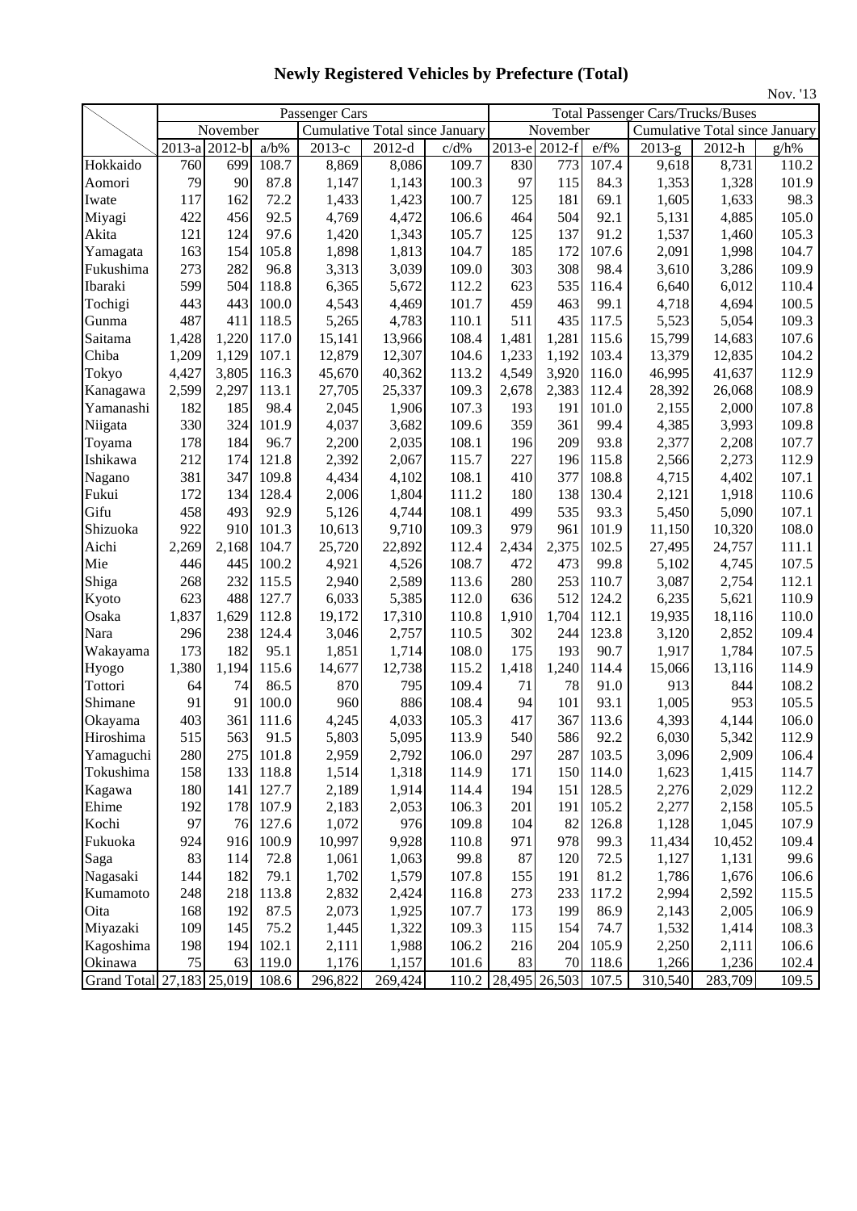# Newly Registered Vehicles by Prefecture (Total)

Nov. '13

| | Passenger Cars | | | | | | Total Passenger Cars/Trucks/Buses | | | | | |
|---|---|---|---|---|---|---|---|---|---|---|---|---|
| | November | | | Cumulative Total since January | | | November | | | Cumulative Total since January | | |
| | 2013-a | 2012-b | a/b% | 2013-c | 2012-d | c/d% | 2013-e | 2012-f | e/f% | 2013-g | 2012-h | g/h% |
| Hokkaido | 760 | 699 | 108.7 | 8,869 | 8,086 | 109.7 | 830 | 773 | 107.4 | 9,618 | 8,731 | 110.2 |
| Aomori | 79 | 90 | 87.8 | 1,147 | 1,143 | 100.3 | 97 | 115 | 84.3 | 1,353 | 1,328 | 101.9 |
| Iwate | 117 | 162 | 72.2 | 1,433 | 1,423 | 100.7 | 125 | 181 | 69.1 | 1,605 | 1,633 | 98.3 |
| Miyagi | 422 | 456 | 92.5 | 4,769 | 4,472 | 106.6 | 464 | 504 | 92.1 | 5,131 | 4,885 | 105.0 |
| Akita | 121 | 124 | 97.6 | 1,420 | 1,343 | 105.7 | 125 | 137 | 91.2 | 1,537 | 1,460 | 105.3 |
| Yamagata | 163 | 154 | 105.8 | 1,898 | 1,813 | 104.7 | 185 | 172 | 107.6 | 2,091 | 1,998 | 104.7 |
| Fukushima | 273 | 282 | 96.8 | 3,313 | 3,039 | 109.0 | 303 | 308 | 98.4 | 3,610 | 3,286 | 109.9 |
| Ibaraki | 599 | 504 | 118.8 | 6,365 | 5,672 | 112.2 | 623 | 535 | 116.4 | 6,640 | 6,012 | 110.4 |
| Tochigi | 443 | 443 | 100.0 | 4,543 | 4,469 | 101.7 | 459 | 463 | 99.1 | 4,718 | 4,694 | 100.5 |
| Gunma | 487 | 411 | 118.5 | 5,265 | 4,783 | 110.1 | 511 | 435 | 117.5 | 5,523 | 5,054 | 109.3 |
| Saitama | 1,428 | 1,220 | 117.0 | 15,141 | 13,966 | 108.4 | 1,481 | 1,281 | 115.6 | 15,799 | 14,683 | 107.6 |
| Chiba | 1,209 | 1,129 | 107.1 | 12,879 | 12,307 | 104.6 | 1,233 | 1,192 | 103.4 | 13,379 | 12,835 | 104.2 |
| Tokyo | 4,427 | 3,805 | 116.3 | 45,670 | 40,362 | 113.2 | 4,549 | 3,920 | 116.0 | 46,995 | 41,637 | 112.9 |
| Kanagawa | 2,599 | 2,297 | 113.1 | 27,705 | 25,337 | 109.3 | 2,678 | 2,383 | 112.4 | 28,392 | 26,068 | 108.9 |
| Yamanashi | 182 | 185 | 98.4 | 2,045 | 1,906 | 107.3 | 193 | 191 | 101.0 | 2,155 | 2,000 | 107.8 |
| Niigata | 330 | 324 | 101.9 | 4,037 | 3,682 | 109.6 | 359 | 361 | 99.4 | 4,385 | 3,993 | 109.8 |
| Toyama | 178 | 184 | 96.7 | 2,200 | 2,035 | 108.1 | 196 | 209 | 93.8 | 2,377 | 2,208 | 107.7 |
| Ishikawa | 212 | 174 | 121.8 | 2,392 | 2,067 | 115.7 | 227 | 196 | 115.8 | 2,566 | 2,273 | 112.9 |
| Nagano | 381 | 347 | 109.8 | 4,434 | 4,102 | 108.1 | 410 | 377 | 108.8 | 4,715 | 4,402 | 107.1 |
| Fukui | 172 | 134 | 128.4 | 2,006 | 1,804 | 111.2 | 180 | 138 | 130.4 | 2,121 | 1,918 | 110.6 |
| Gifu | 458 | 493 | 92.9 | 5,126 | 4,744 | 108.1 | 499 | 535 | 93.3 | 5,450 | 5,090 | 107.1 |
| Shizuoka | 922 | 910 | 101.3 | 10,613 | 9,710 | 109.3 | 979 | 961 | 101.9 | 11,150 | 10,320 | 108.0 |
| Aichi | 2,269 | 2,168 | 104.7 | 25,720 | 22,892 | 112.4 | 2,434 | 2,375 | 102.5 | 27,495 | 24,757 | 111.1 |
| Mie | 446 | 445 | 100.2 | 4,921 | 4,526 | 108.7 | 472 | 473 | 99.8 | 5,102 | 4,745 | 107.5 |
| Shiga | 268 | 232 | 115.5 | 2,940 | 2,589 | 113.6 | 280 | 253 | 110.7 | 3,087 | 2,754 | 112.1 |
| Kyoto | 623 | 488 | 127.7 | 6,033 | 5,385 | 112.0 | 636 | 512 | 124.2 | 6,235 | 5,621 | 110.9 |
| Osaka | 1,837 | 1,629 | 112.8 | 19,172 | 17,310 | 110.8 | 1,910 | 1,704 | 112.1 | 19,935 | 18,116 | 110.0 |
| Nara | 296 | 238 | 124.4 | 3,046 | 2,757 | 110.5 | 302 | 244 | 123.8 | 3,120 | 2,852 | 109.4 |
| Wakayama | 173 | 182 | 95.1 | 1,851 | 1,714 | 108.0 | 175 | 193 | 90.7 | 1,917 | 1,784 | 107.5 |
| Hyogo | 1,380 | 1,194 | 115.6 | 14,677 | 12,738 | 115.2 | 1,418 | 1,240 | 114.4 | 15,066 | 13,116 | 114.9 |
| Tottori | 64 | 74 | 86.5 | 870 | 795 | 109.4 | 71 | 78 | 91.0 | 913 | 844 | 108.2 |
| Shimane | 91 | 91 | 100.0 | 960 | 886 | 108.4 | 94 | 101 | 93.1 | 1,005 | 953 | 105.5 |
| Okayama | 403 | 361 | 111.6 | 4,245 | 4,033 | 105.3 | 417 | 367 | 113.6 | 4,393 | 4,144 | 106.0 |
| Hiroshima | 515 | 563 | 91.5 | 5,803 | 5,095 | 113.9 | 540 | 586 | 92.2 | 6,030 | 5,342 | 112.9 |
| Yamaguchi | 280 | 275 | 101.8 | 2,959 | 2,792 | 106.0 | 297 | 287 | 103.5 | 3,096 | 2,909 | 106.4 |
| Tokushima | 158 | 133 | 118.8 | 1,514 | 1,318 | 114.9 | 171 | 150 | 114.0 | 1,623 | 1,415 | 114.7 |
| Kagawa | 180 | 141 | 127.7 | 2,189 | 1,914 | 114.4 | 194 | 151 | 128.5 | 2,276 | 2,029 | 112.2 |
| Ehime | 192 | 178 | 107.9 | 2,183 | 2,053 | 106.3 | 201 | 191 | 105.2 | 2,277 | 2,158 | 105.5 |
| Kochi | 97 | 76 | 127.6 | 1,072 | 976 | 109.8 | 104 | 82 | 126.8 | 1,128 | 1,045 | 107.9 |
| Fukuoka | 924 | 916 | 100.9 | 10,997 | 9,928 | 110.8 | 971 | 978 | 99.3 | 11,434 | 10,452 | 109.4 |
| Saga | 83 | 114 | 72.8 | 1,061 | 1,063 | 99.8 | 87 | 120 | 72.5 | 1,127 | 1,131 | 99.6 |
| Nagasaki | 144 | 182 | 79.1 | 1,702 | 1,579 | 107.8 | 155 | 191 | 81.2 | 1,786 | 1,676 | 106.6 |
| Kumamoto | 248 | 218 | 113.8 | 2,832 | 2,424 | 116.8 | 273 | 233 | 117.2 | 2,994 | 2,592 | 115.5 |
| Oita | 168 | 192 | 87.5 | 2,073 | 1,925 | 107.7 | 173 | 199 | 86.9 | 2,143 | 2,005 | 106.9 |
| Miyazaki | 109 | 145 | 75.2 | 1,445 | 1,322 | 109.3 | 115 | 154 | 74.7 | 1,532 | 1,414 | 108.3 |
| Kagoshima | 198 | 194 | 102.1 | 2,111 | 1,988 | 106.2 | 216 | 204 | 105.9 | 2,250 | 2,111 | 106.6 |
| Okinawa | 75 | 63 | 119.0 | 1,176 | 1,157 | 101.6 | 83 | 70 | 118.6 | 1,266 | 1,236 | 102.4 |
| Grand Total | 27,183 | 25,019 | 108.6 | 296,822 | 269,424 | 110.2 | 28,495 | 26,503 | 107.5 | 310,540 | 283,709 | 109.5 |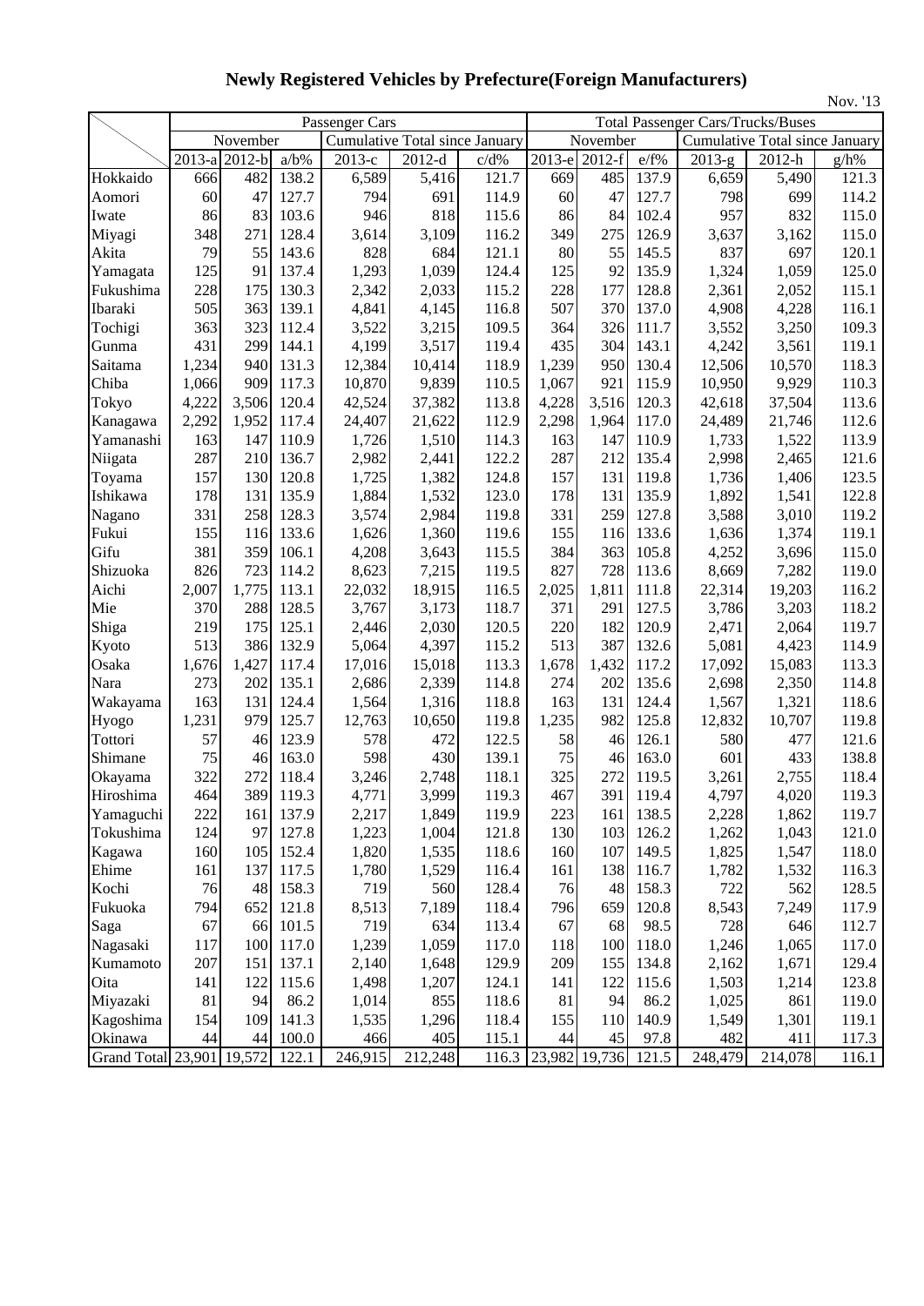# Newly Registered Vehicles by Prefecture(Foreign Manufacturers)

Nov. '13

| | Passenger Cars | | | | | | Total Passenger Cars/Trucks/Buses | | | | | |
|---|---|---|---|---|---|---|---|---|---|---|---|---|
| | November | | | Cumulative Total since January | | | November | | | Cumulative Total since January | | |
| | 2013-a | 2012-b | a/b% | 2013-c | 2012-d | c/d% | 2013-e | 2012-f | e/f% | 2013-g | 2012-h | g/h% |
| Hokkaido | 666 | 482 | 138.2 | 6,589 | 5,416 | 121.7 | 669 | 485 | 137.9 | 6,659 | 5,490 | 121.3 |
| Aomori | 60 | 47 | 127.7 | 794 | 691 | 114.9 | 60 | 47 | 127.7 | 798 | 699 | 114.2 |
| Iwate | 86 | 83 | 103.6 | 946 | 818 | 115.6 | 86 | 84 | 102.4 | 957 | 832 | 115.0 |
| Miyagi | 348 | 271 | 128.4 | 3,614 | 3,109 | 116.2 | 349 | 275 | 126.9 | 3,637 | 3,162 | 115.0 |
| Akita | 79 | 55 | 143.6 | 828 | 684 | 121.1 | 80 | 55 | 145.5 | 837 | 697 | 120.1 |
| Yamagata | 125 | 91 | 137.4 | 1,293 | 1,039 | 124.4 | 125 | 92 | 135.9 | 1,324 | 1,059 | 125.0 |
| Fukushima | 228 | 175 | 130.3 | 2,342 | 2,033 | 115.2 | 228 | 177 | 128.8 | 2,361 | 2,052 | 115.1 |
| Ibaraki | 505 | 363 | 139.1 | 4,841 | 4,145 | 116.8 | 507 | 370 | 137.0 | 4,908 | 4,228 | 116.1 |
| Tochigi | 363 | 323 | 112.4 | 3,522 | 3,215 | 109.5 | 364 | 326 | 111.7 | 3,552 | 3,250 | 109.3 |
| Gunma | 431 | 299 | 144.1 | 4,199 | 3,517 | 119.4 | 435 | 304 | 143.1 | 4,242 | 3,561 | 119.1 |
| Saitama | 1,234 | 940 | 131.3 | 12,384 | 10,414 | 118.9 | 1,239 | 950 | 130.4 | 12,506 | 10,570 | 118.3 |
| Chiba | 1,066 | 909 | 117.3 | 10,870 | 9,839 | 110.5 | 1,067 | 921 | 115.9 | 10,950 | 9,929 | 110.3 |
| Tokyo | 4,222 | 3,506 | 120.4 | 42,524 | 37,382 | 113.8 | 4,228 | 3,516 | 120.3 | 42,618 | 37,504 | 113.6 |
| Kanagawa | 2,292 | 1,952 | 117.4 | 24,407 | 21,622 | 112.9 | 2,298 | 1,964 | 117.0 | 24,489 | 21,746 | 112.6 |
| Yamanashi | 163 | 147 | 110.9 | 1,726 | 1,510 | 114.3 | 163 | 147 | 110.9 | 1,733 | 1,522 | 113.9 |
| Niigata | 287 | 210 | 136.7 | 2,982 | 2,441 | 122.2 | 287 | 212 | 135.4 | 2,998 | 2,465 | 121.6 |
| Toyama | 157 | 130 | 120.8 | 1,725 | 1,382 | 124.8 | 157 | 131 | 119.8 | 1,736 | 1,406 | 123.5 |
| Ishikawa | 178 | 131 | 135.9 | 1,884 | 1,532 | 123.0 | 178 | 131 | 135.9 | 1,892 | 1,541 | 122.8 |
| Nagano | 331 | 258 | 128.3 | 3,574 | 2,984 | 119.8 | 331 | 259 | 127.8 | 3,588 | 3,010 | 119.2 |
| Fukui | 155 | 116 | 133.6 | 1,626 | 1,360 | 119.6 | 155 | 116 | 133.6 | 1,636 | 1,374 | 119.1 |
| Gifu | 381 | 359 | 106.1 | 4,208 | 3,643 | 115.5 | 384 | 363 | 105.8 | 4,252 | 3,696 | 115.0 |
| Shizuoka | 826 | 723 | 114.2 | 8,623 | 7,215 | 119.5 | 827 | 728 | 113.6 | 8,669 | 7,282 | 119.0 |
| Aichi | 2,007 | 1,775 | 113.1 | 22,032 | 18,915 | 116.5 | 2,025 | 1,811 | 111.8 | 22,314 | 19,203 | 116.2 |
| Mie | 370 | 288 | 128.5 | 3,767 | 3,173 | 118.7 | 371 | 291 | 127.5 | 3,786 | 3,203 | 118.2 |
| Shiga | 219 | 175 | 125.1 | 2,446 | 2,030 | 120.5 | 220 | 182 | 120.9 | 2,471 | 2,064 | 119.7 |
| Kyoto | 513 | 386 | 132.9 | 5,064 | 4,397 | 115.2 | 513 | 387 | 132.6 | 5,081 | 4,423 | 114.9 |
| Osaka | 1,676 | 1,427 | 117.4 | 17,016 | 15,018 | 113.3 | 1,678 | 1,432 | 117.2 | 17,092 | 15,083 | 113.3 |
| Nara | 273 | 202 | 135.1 | 2,686 | 2,339 | 114.8 | 274 | 202 | 135.6 | 2,698 | 2,350 | 114.8 |
| Wakayama | 163 | 131 | 124.4 | 1,564 | 1,316 | 118.8 | 163 | 131 | 124.4 | 1,567 | 1,321 | 118.6 |
| Hyogo | 1,231 | 979 | 125.7 | 12,763 | 10,650 | 119.8 | 1,235 | 982 | 125.8 | 12,832 | 10,707 | 119.8 |
| Tottori | 57 | 46 | 123.9 | 578 | 472 | 122.5 | 58 | 46 | 126.1 | 580 | 477 | 121.6 |
| Shimane | 75 | 46 | 163.0 | 598 | 430 | 139.1 | 75 | 46 | 163.0 | 601 | 433 | 138.8 |
| Okayama | 322 | 272 | 118.4 | 3,246 | 2,748 | 118.1 | 325 | 272 | 119.5 | 3,261 | 2,755 | 118.4 |
| Hiroshima | 464 | 389 | 119.3 | 4,771 | 3,999 | 119.3 | 467 | 391 | 119.4 | 4,797 | 4,020 | 119.3 |
| Yamaguchi | 222 | 161 | 137.9 | 2,217 | 1,849 | 119.9 | 223 | 161 | 138.5 | 2,228 | 1,862 | 119.7 |
| Tokushima | 124 | 97 | 127.8 | 1,223 | 1,004 | 121.8 | 130 | 103 | 126.2 | 1,262 | 1,043 | 121.0 |
| Kagawa | 160 | 105 | 152.4 | 1,820 | 1,535 | 118.6 | 160 | 107 | 149.5 | 1,825 | 1,547 | 118.0 |
| Ehime | 161 | 137 | 117.5 | 1,780 | 1,529 | 116.4 | 161 | 138 | 116.7 | 1,782 | 1,532 | 116.3 |
| Kochi | 76 | 48 | 158.3 | 719 | 560 | 128.4 | 76 | 48 | 158.3 | 722 | 562 | 128.5 |
| Fukuoka | 794 | 652 | 121.8 | 8,513 | 7,189 | 118.4 | 796 | 659 | 120.8 | 8,543 | 7,249 | 117.9 |
| Saga | 67 | 66 | 101.5 | 719 | 634 | 113.4 | 67 | 68 | 98.5 | 728 | 646 | 112.7 |
| Nagasaki | 117 | 100 | 117.0 | 1,239 | 1,059 | 117.0 | 118 | 100 | 118.0 | 1,246 | 1,065 | 117.0 |
| Kumamoto | 207 | 151 | 137.1 | 2,140 | 1,648 | 129.9 | 209 | 155 | 134.8 | 2,162 | 1,671 | 129.4 |
| Oita | 141 | 122 | 115.6 | 1,498 | 1,207 | 124.1 | 141 | 122 | 115.6 | 1,503 | 1,214 | 123.8 |
| Miyazaki | 81 | 94 | 86.2 | 1,014 | 855 | 118.6 | 81 | 94 | 86.2 | 1,025 | 861 | 119.0 |
| Kagoshima | 154 | 109 | 141.3 | 1,535 | 1,296 | 118.4 | 155 | 110 | 140.9 | 1,549 | 1,301 | 119.1 |
| Okinawa | 44 | 44 | 100.0 | 466 | 405 | 115.1 | 44 | 45 | 97.8 | 482 | 411 | 117.3 |
| Grand Total | 23,901 | 19,572 | 122.1 | 246,915 | 212,248 | 116.3 | 23,982 | 19,736 | 121.5 | 248,479 | 214,078 | 116.1 |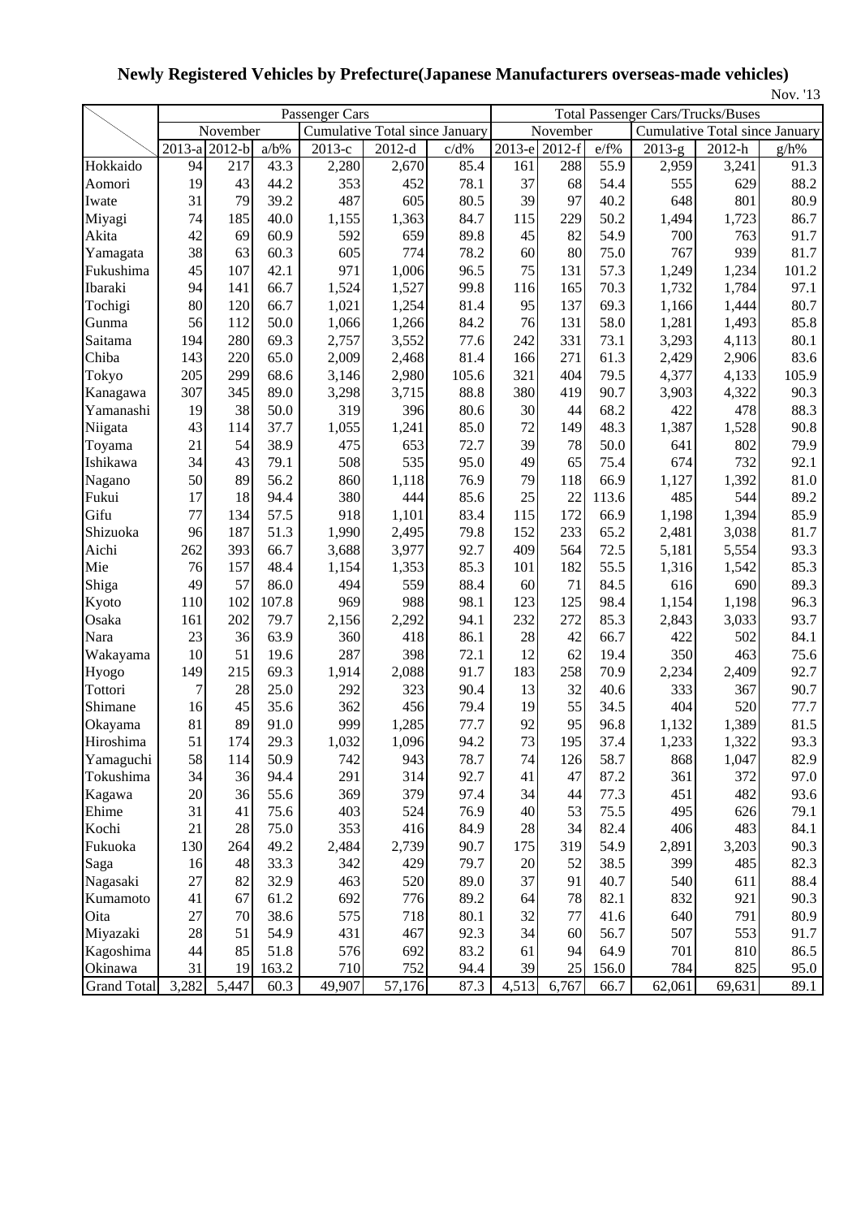# Newly Registered Vehicles by Prefecture(Japanese Manufacturers overseas-made vehicles)

Nov. '13

| | Passenger Cars | | | | | | Total Passenger Cars/Trucks/Buses | | | | | |
|---|---|---|---|---|---|---|---|---|---|---|---|---|
| | November | | | Cumulative Total since January | | | November | | | Cumulative Total since January | | |
| | 2013-a | 2012-b | a/b% | 2013-c | 2012-d | c/d% | 2013-e | 2012-f | e/f% | 2013-g | 2012-h | g/h% |
| Hokkaido | 94 | 217 | 43.3 | 2,280 | 2,670 | 85.4 | 161 | 288 | 55.9 | 2,959 | 3,241 | 91.3 |
| Aomori | 19 | 43 | 44.2 | 353 | 452 | 78.1 | 37 | 68 | 54.4 | 555 | 629 | 88.2 |
| Iwate | 31 | 79 | 39.2 | 487 | 605 | 80.5 | 39 | 97 | 40.2 | 648 | 801 | 80.9 |
| Miyagi | 74 | 185 | 40.0 | 1,155 | 1,363 | 84.7 | 115 | 229 | 50.2 | 1,494 | 1,723 | 86.7 |
| Akita | 42 | 69 | 60.9 | 592 | 659 | 89.8 | 45 | 82 | 54.9 | 700 | 763 | 91.7 |
| Yamagata | 38 | 63 | 60.3 | 605 | 774 | 78.2 | 60 | 80 | 75.0 | 767 | 939 | 81.7 |
| Fukushima | 45 | 107 | 42.1 | 971 | 1,006 | 96.5 | 75 | 131 | 57.3 | 1,249 | 1,234 | 101.2 |
| Ibaraki | 94 | 141 | 66.7 | 1,524 | 1,527 | 99.8 | 116 | 165 | 70.3 | 1,732 | 1,784 | 97.1 |
| Tochigi | 80 | 120 | 66.7 | 1,021 | 1,254 | 81.4 | 95 | 137 | 69.3 | 1,166 | 1,444 | 80.7 |
| Gunma | 56 | 112 | 50.0 | 1,066 | 1,266 | 84.2 | 76 | 131 | 58.0 | 1,281 | 1,493 | 85.8 |
| Saitama | 194 | 280 | 69.3 | 2,757 | 3,552 | 77.6 | 242 | 331 | 73.1 | 3,293 | 4,113 | 80.1 |
| Chiba | 143 | 220 | 65.0 | 2,009 | 2,468 | 81.4 | 166 | 271 | 61.3 | 2,429 | 2,906 | 83.6 |
| Tokyo | 205 | 299 | 68.6 | 3,146 | 2,980 | 105.6 | 321 | 404 | 79.5 | 4,377 | 4,133 | 105.9 |
| Kanagawa | 307 | 345 | 89.0 | 3,298 | 3,715 | 88.8 | 380 | 419 | 90.7 | 3,903 | 4,322 | 90.3 |
| Yamanashi | 19 | 38 | 50.0 | 319 | 396 | 80.6 | 30 | 44 | 68.2 | 422 | 478 | 88.3 |
| Niigata | 43 | 114 | 37.7 | 1,055 | 1,241 | 85.0 | 72 | 149 | 48.3 | 1,387 | 1,528 | 90.8 |
| Toyama | 21 | 54 | 38.9 | 475 | 653 | 72.7 | 39 | 78 | 50.0 | 641 | 802 | 79.9 |
| Ishikawa | 34 | 43 | 79.1 | 508 | 535 | 95.0 | 49 | 65 | 75.4 | 674 | 732 | 92.1 |
| Nagano | 50 | 89 | 56.2 | 860 | 1,118 | 76.9 | 79 | 118 | 66.9 | 1,127 | 1,392 | 81.0 |
| Fukui | 17 | 18 | 94.4 | 380 | 444 | 85.6 | 25 | 22 | 113.6 | 485 | 544 | 89.2 |
| Gifu | 77 | 134 | 57.5 | 918 | 1,101 | 83.4 | 115 | 172 | 66.9 | 1,198 | 1,394 | 85.9 |
| Shizuoka | 96 | 187 | 51.3 | 1,990 | 2,495 | 79.8 | 152 | 233 | 65.2 | 2,481 | 3,038 | 81.7 |
| Aichi | 262 | 393 | 66.7 | 3,688 | 3,977 | 92.7 | 409 | 564 | 72.5 | 5,181 | 5,554 | 93.3 |
| Mie | 76 | 157 | 48.4 | 1,154 | 1,353 | 85.3 | 101 | 182 | 55.5 | 1,316 | 1,542 | 85.3 |
| Shiga | 49 | 57 | 86.0 | 494 | 559 | 88.4 | 60 | 71 | 84.5 | 616 | 690 | 89.3 |
| Kyoto | 110 | 102 | 107.8 | 969 | 988 | 98.1 | 123 | 125 | 98.4 | 1,154 | 1,198 | 96.3 |
| Osaka | 161 | 202 | 79.7 | 2,156 | 2,292 | 94.1 | 232 | 272 | 85.3 | 2,843 | 3,033 | 93.7 |
| Nara | 23 | 36 | 63.9 | 360 | 418 | 86.1 | 28 | 42 | 66.7 | 422 | 502 | 84.1 |
| Wakayama | 10 | 51 | 19.6 | 287 | 398 | 72.1 | 12 | 62 | 19.4 | 350 | 463 | 75.6 |
| Hyogo | 149 | 215 | 69.3 | 1,914 | 2,088 | 91.7 | 183 | 258 | 70.9 | 2,234 | 2,409 | 92.7 |
| Tottori | 7 | 28 | 25.0 | 292 | 323 | 90.4 | 13 | 32 | 40.6 | 333 | 367 | 90.7 |
| Shimane | 16 | 45 | 35.6 | 362 | 456 | 79.4 | 19 | 55 | 34.5 | 404 | 520 | 77.7 |
| Okayama | 81 | 89 | 91.0 | 999 | 1,285 | 77.7 | 92 | 95 | 96.8 | 1,132 | 1,389 | 81.5 |
| Hiroshima | 51 | 174 | 29.3 | 1,032 | 1,096 | 94.2 | 73 | 195 | 37.4 | 1,233 | 1,322 | 93.3 |
| Yamaguchi | 58 | 114 | 50.9 | 742 | 943 | 78.7 | 74 | 126 | 58.7 | 868 | 1,047 | 82.9 |
| Tokushima | 34 | 36 | 94.4 | 291 | 314 | 92.7 | 41 | 47 | 87.2 | 361 | 372 | 97.0 |
| Kagawa | 20 | 36 | 55.6 | 369 | 379 | 97.4 | 34 | 44 | 77.3 | 451 | 482 | 93.6 |
| Ehime | 31 | 41 | 75.6 | 403 | 524 | 76.9 | 40 | 53 | 75.5 | 495 | 626 | 79.1 |
| Kochi | 21 | 28 | 75.0 | 353 | 416 | 84.9 | 28 | 34 | 82.4 | 406 | 483 | 84.1 |
| Fukuoka | 130 | 264 | 49.2 | 2,484 | 2,739 | 90.7 | 175 | 319 | 54.9 | 2,891 | 3,203 | 90.3 |
| Saga | 16 | 48 | 33.3 | 342 | 429 | 79.7 | 20 | 52 | 38.5 | 399 | 485 | 82.3 |
| Nagasaki | 27 | 82 | 32.9 | 463 | 520 | 89.0 | 37 | 91 | 40.7 | 540 | 611 | 88.4 |
| Kumamoto | 41 | 67 | 61.2 | 692 | 776 | 89.2 | 64 | 78 | 82.1 | 832 | 921 | 90.3 |
| Oita | 27 | 70 | 38.6 | 575 | 718 | 80.1 | 32 | 77 | 41.6 | 640 | 791 | 80.9 |
| Miyazaki | 28 | 51 | 54.9 | 431 | 467 | 92.3 | 34 | 60 | 56.7 | 507 | 553 | 91.7 |
| Kagoshima | 44 | 85 | 51.8 | 576 | 692 | 83.2 | 61 | 94 | 64.9 | 701 | 810 | 86.5 |
| Okinawa | 31 | 19 | 163.2 | 710 | 752 | 94.4 | 39 | 25 | 156.0 | 784 | 825 | 95.0 |
| Grand Total | 3,282 | 5,447 | 60.3 | 49,907 | 57,176 | 87.3 | 4,513 | 6,767 | 66.7 | 62,061 | 69,631 | 89.1 |